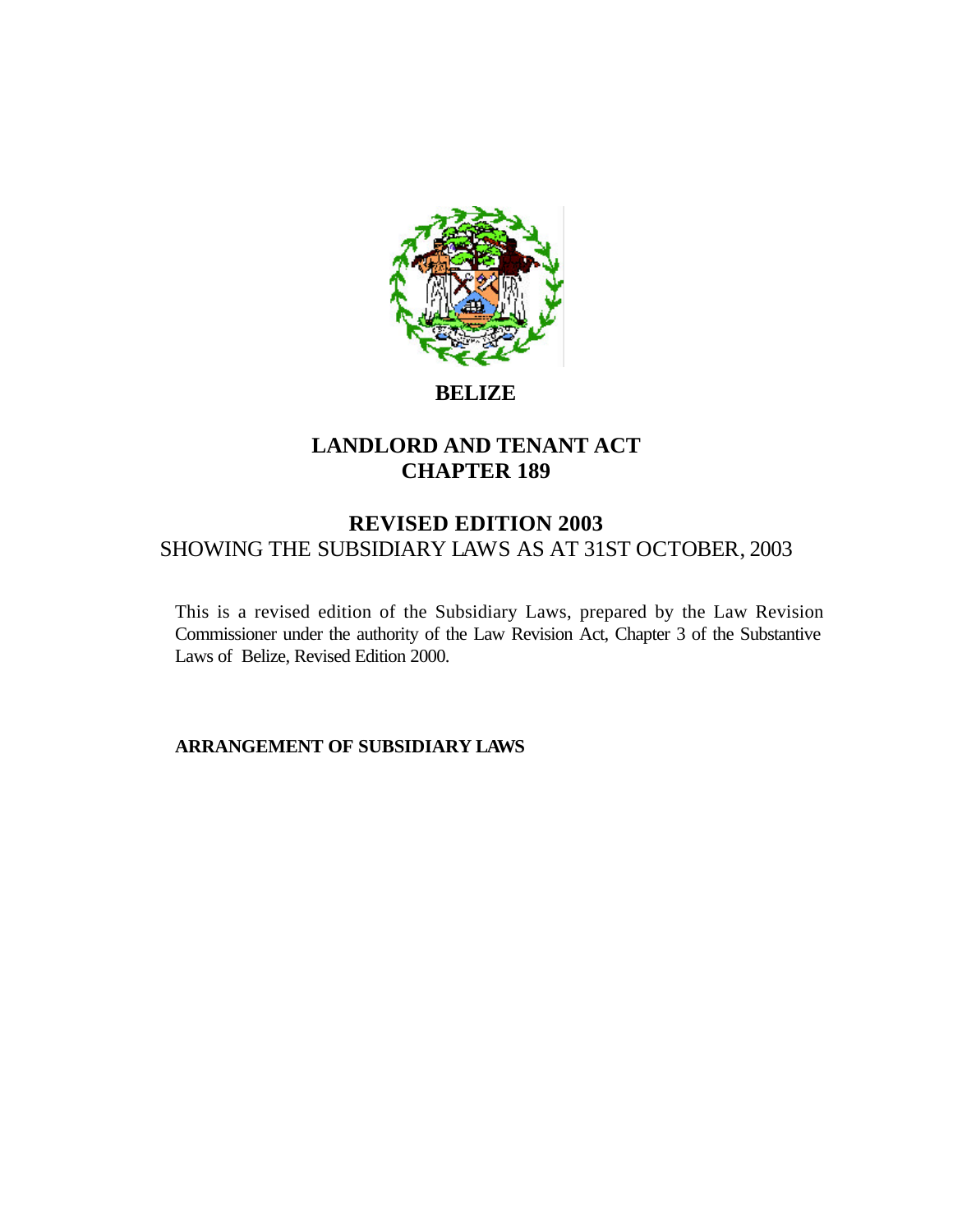# BELIZE

## LANDLORD AND TENANT ACT
## CHAPTER 189

## REVISED EDITION 2003

SHOWING THE SUBSIDIARY LAWS AS AT 31ST OCTOBER, 2003

This is a revised edition of the Subsidiary Laws, prepared by the Law Revision Commissioner under the authority of the Law Revision Act, Chapter 3 of the Substantive Laws of Belize, Revised Edition 2000.

**ARRANGEMENT OF SUBSIDIARY LAWS**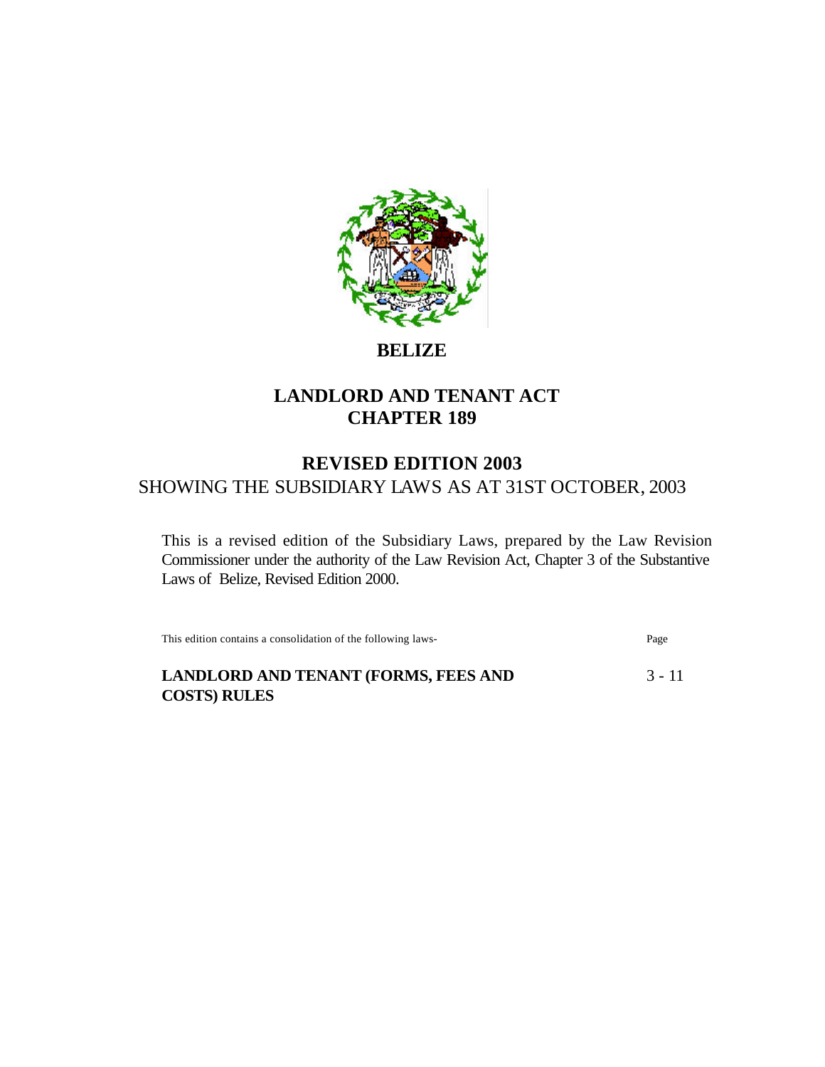# BELIZE

## LANDLORD AND TENANT ACT CHAPTER 189

## REVISED EDITION 2003

SHOWING THE SUBSIDIARY LAWS AS AT 31ST OCTOBER, 2003

This is a revised edition of the Subsidiary Laws, prepared by the Law Revision Commissioner under the authority of the Law Revision Act, Chapter 3 of the Substantive Laws of Belize, Revised Edition 2000.

| This edition contains a consolidation of the following laws- | Page |
| --- | --- |
| **LANDLORD AND TENANT (FORMS, FEES AND COSTS) RULES** | 3 - 11 |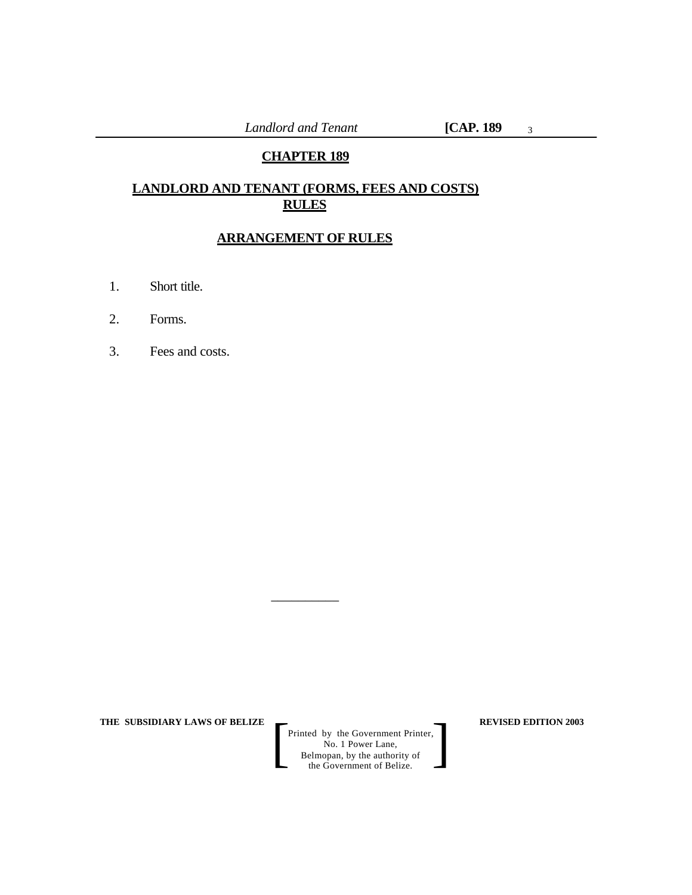# CHAPTER 189

## LANDLORD AND TENANT (FORMS, FEES AND COSTS) RULES

### ARRANGEMENT OF RULES

1. Short title.
2. Forms.
3. Fees and costs.

---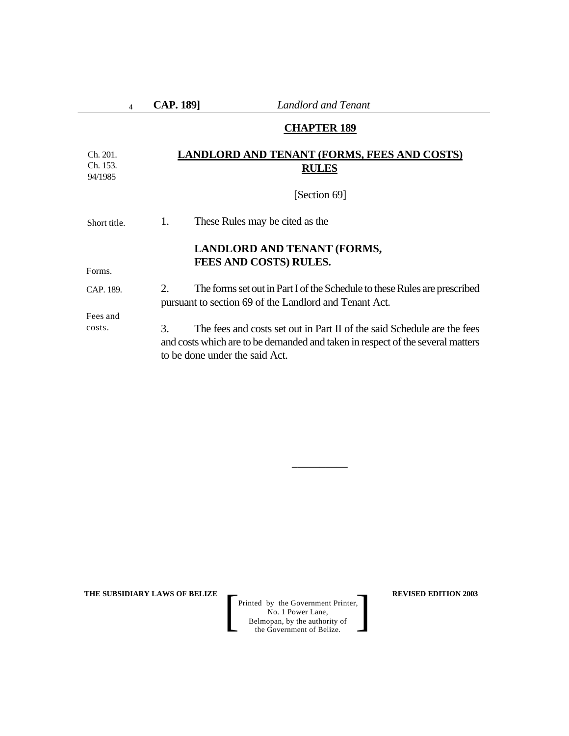## CHAPTER 189

Ch. 201.
Ch. 153.
94/1985

## LANDLORD AND TENANT (FORMS, FEES AND COSTS) RULES

[Section 69]

Short title.

1. These Rules may be cited as the

**LANDLORD AND TENANT (FORMS, FEES AND COSTS) RULES.**

Forms.

CAP. 189.

2. The forms set out in Part I of the Schedule to these Rules are prescribed pursuant to section 69 of the Landlord and Tenant Act.

Fees and costs.

3. The fees and costs set out in Part II of the said Schedule are the fees and costs which are to be demanded and taken in respect of the several matters to be done under the said Act.

---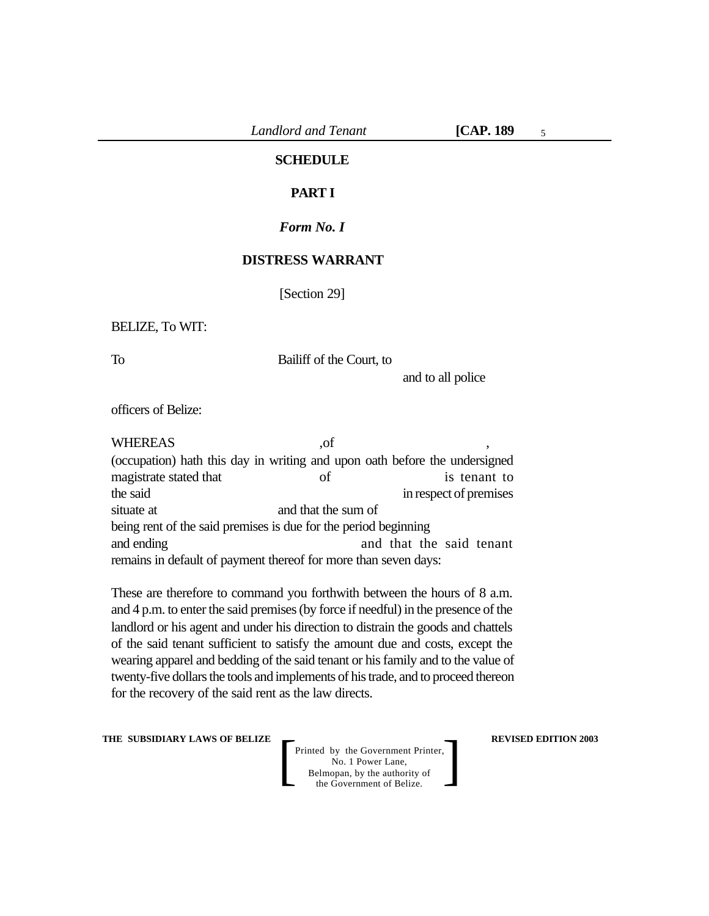**SCHEDULE**

**PART I**

***Form No. I***

**DISTRESS WARRANT**

[Section 29]

BELIZE, To WIT:

To Bailiff of the Court, to and to all police officers of Belize:

WHEREAS ,of , (occupation) hath this day in writing and upon oath before the undersigned magistrate stated that of is tenant to the said in respect of premises situate at and that the sum of being rent of the said premises is due for the period beginning and ending and that the said tenant remains in default of payment thereof for more than seven days:

These are therefore to command you forthwith between the hours of 8 a.m. and 4 p.m. to enter the said premises (by force if needful) in the presence of the landlord or his agent and under his direction to distrain the goods and chattels of the said tenant sufficient to satisfy the amount due and costs, except the wearing apparel and bedding of the said tenant or his family and to the value of twenty-five dollars the tools and implements of his trade, and to proceed thereon for the recovery of the said rent as the law directs.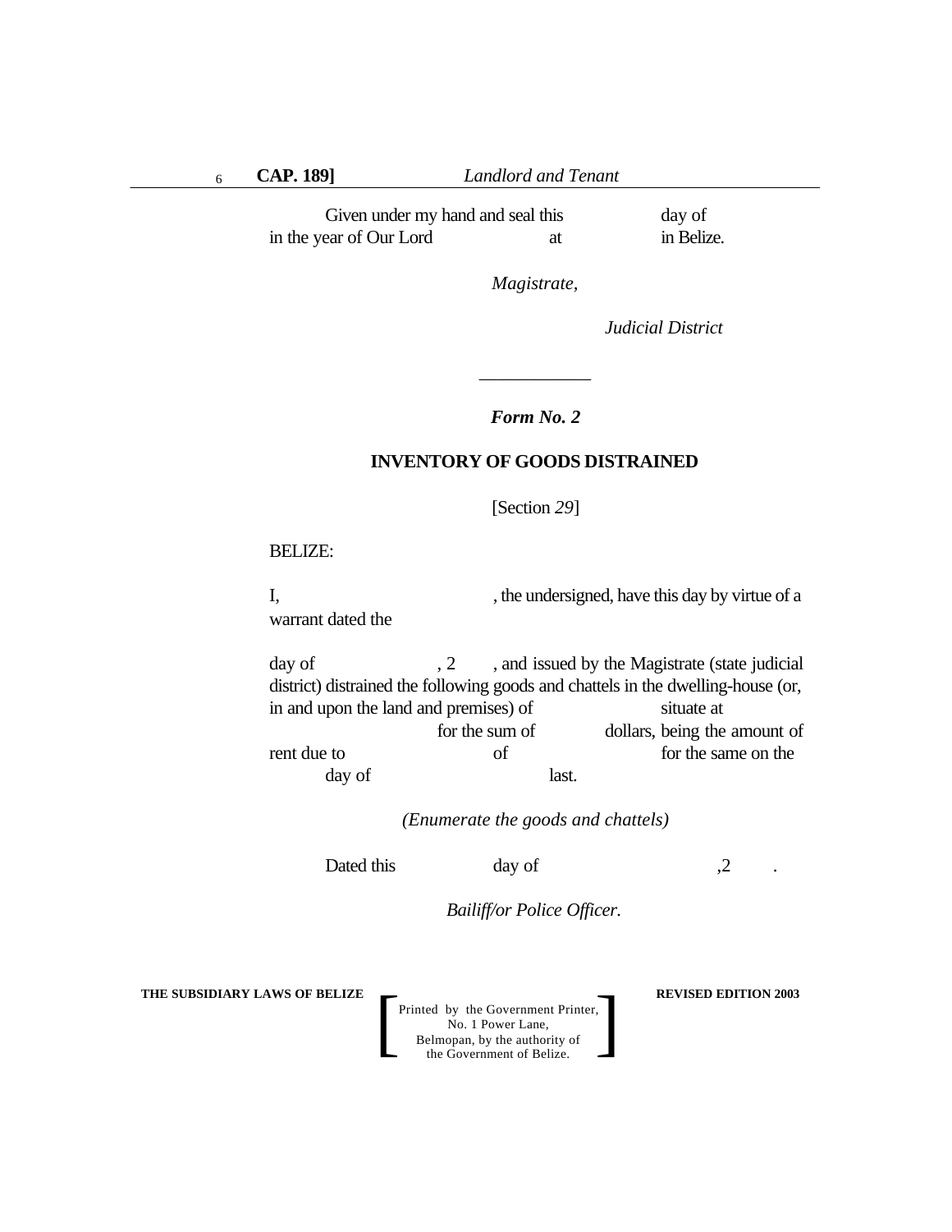Given under my hand and seal this day of in the year of Our Lord at in Belize.

*Magistrate,*

*Judicial District*

---

***Form No. 2***

**INVENTORY OF GOODS DISTRAINED**

[Section *29*]

BELIZE:

I, , the undersigned, have this day by virtue of a warrant dated the

day of , 2 , and issued by the Magistrate (state judicial district) distrained the following goods and chattels in the dwelling-house (or, in and upon the land and premises) of situate at for the sum of dollars, being the amount of rent due to of for the same on the day of last.

*(Enumerate the goods and chattels)*

Dated this day of ,2 .

*Bailiff/or Police Officer.*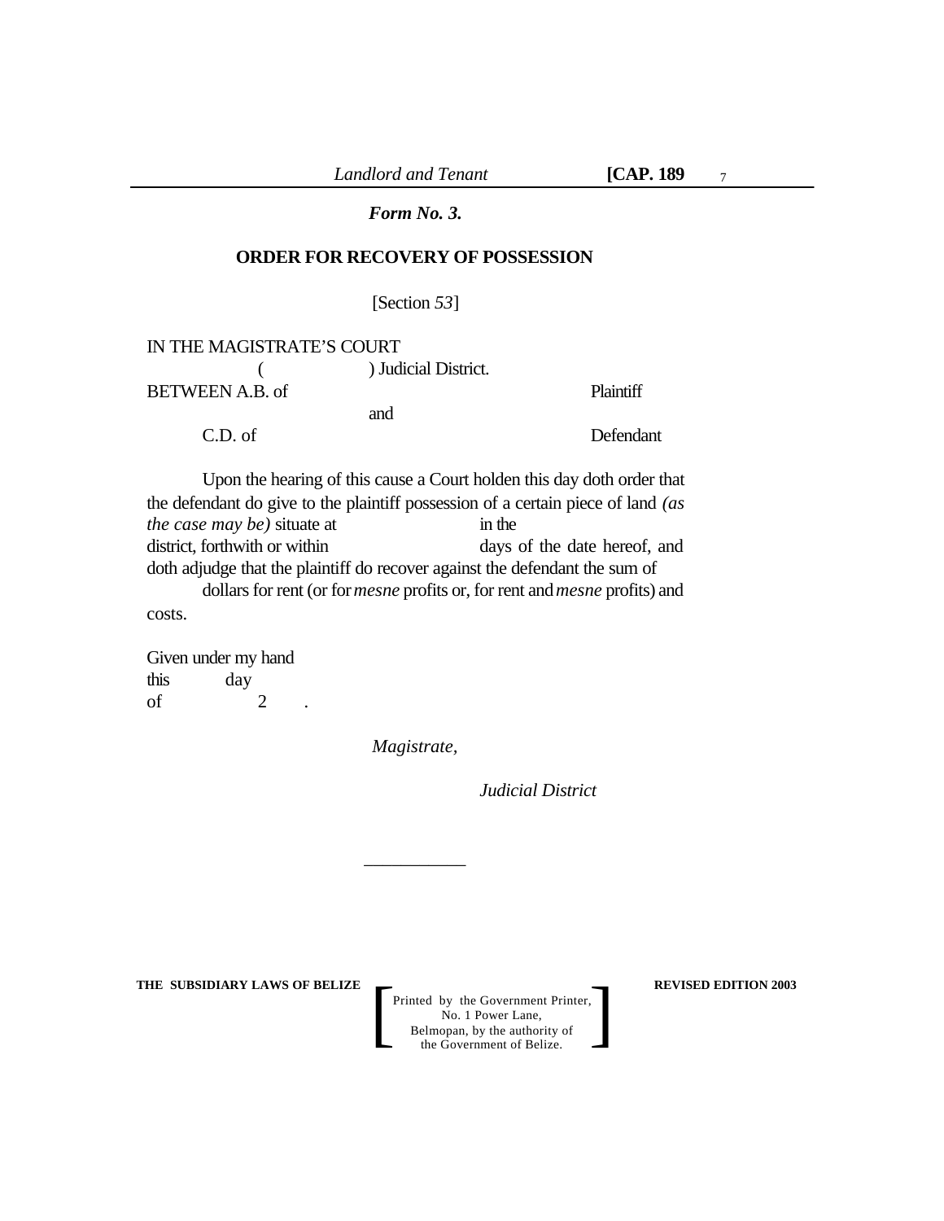*Form No. 3.*

**ORDER FOR RECOVERY OF POSSESSION**

[Section *53*]

IN THE MAGISTRATE'S COURT

( ) Judicial District.

BETWEEN A.B. of Plaintiff

and

C.D. of Defendant

Upon the hearing of this cause a Court holden this day doth order that the defendant do give to the plaintiff possession of a certain piece of land *(as the case may be)* situate at in the district, forthwith or within days of the date hereof, and doth adjudge that the plaintiff do recover against the defendant the sum of dollars for rent (or for *mesne* profits or, for rent and *mesne* profits) and costs.

Given under my hand
this day
of 2 .

*Magistrate,*

*Judicial District*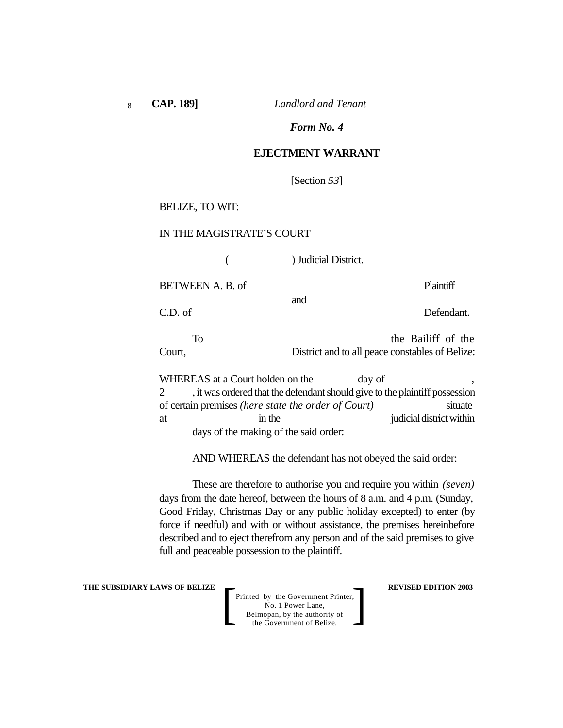*Form No. 4*

**EJECTMENT WARRANT**

[Section *53*]

BELIZE, TO WIT:

IN THE MAGISTRATE'S COURT

( ) Judicial District.

BETWEEN A. B. of Plaintiff

and

C.D. of Defendant.

To the Bailiff of the Court, District and to all peace constables of Belize:

WHEREAS at a Court holden on the day of , 2 , it was ordered that the defendant should give to the plaintiff possession of certain premises *(here state the order of Court)* situate at in the judicial district within days of the making of the said order:

AND WHEREAS the defendant has not obeyed the said order:

These are therefore to authorise you and require you within *(seven)* days from the date hereof, between the hours of 8 a.m. and 4 p.m. (Sunday, Good Friday, Christmas Day or any public holiday excepted) to enter (by force if needful) and with or without assistance, the premises hereinbefore described and to eject therefrom any person and of the said premises to give full and peaceable possession to the plaintiff.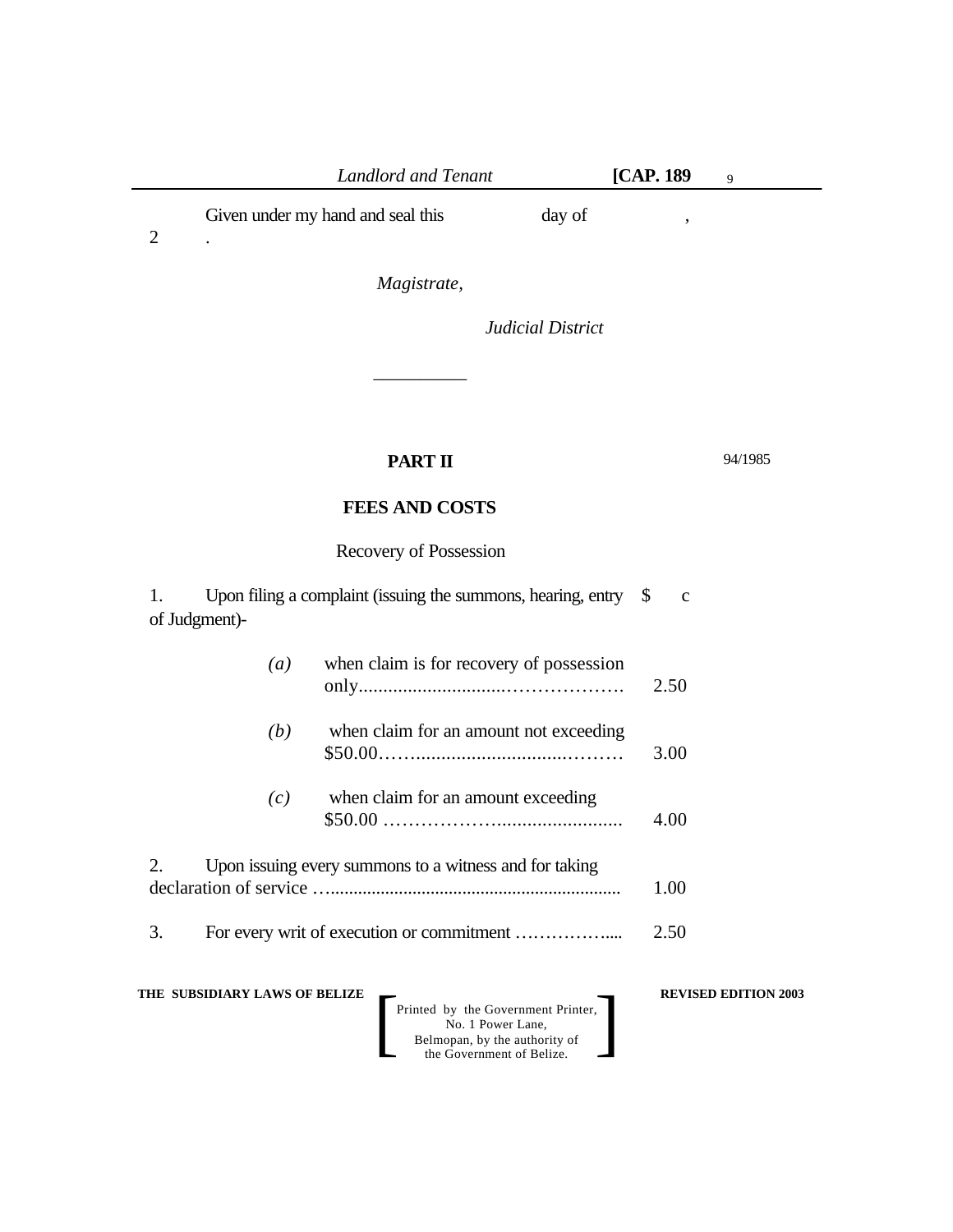Given under my hand and seal this day of ,
2 .

*Magistrate,*

*Judicial District*

__________

## PART II

94/1985

## FEES AND COSTS

Recovery of Possession

| | $ c |
|---|---|
| 1. Upon filing a complaint (issuing the summons, hearing, entry of Judgment)- | |
| *(a)* when claim is for recovery of possession only............................………………. | 2.50 |
| *(b)* when claim for an amount not exceeding $50.00…….............................……… | 3.00 |
| *(c)* when claim for an amount exceeding $50.00 ……………….......................... | 4.00 |
| 2. Upon issuing every summons to a witness and for taking declaration of service …............................................................. | 1.00 |
| 3. For every writ of execution or commitment …………….... | 2.50 |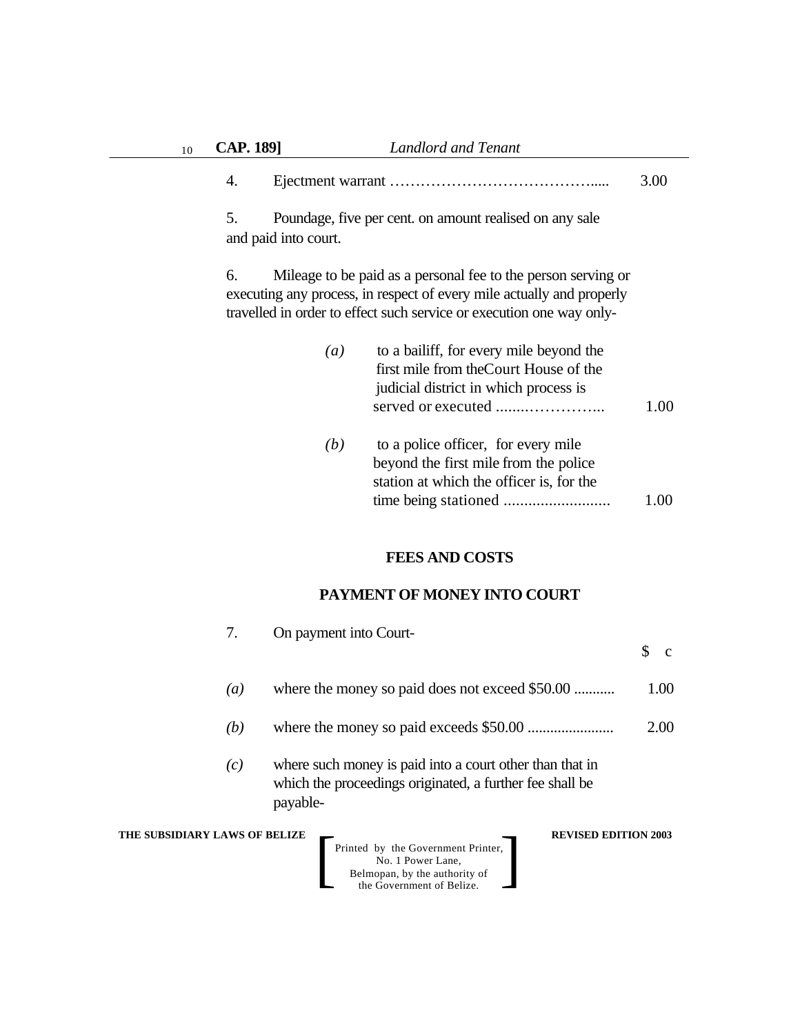4. Ejectment warrant ........................................... 3.00

5. Poundage, five per cent. on amount realised on any sale and paid into court.

6. Mileage to be paid as a personal fee to the person serving or executing any process, in respect of every mile actually and properly travelled in order to effect such service or execution one way only-

*(a)* to a bailiff, for every mile beyond the first mile from theCourt House of the judicial district in which process is served or executed ........................ 1.00

*(b)* to a police officer, for every mile beyond the first mile from the police station at which the officer is, for the time being stationed .......................... 1.00

**FEES AND COSTS**

**PAYMENT OF MONEY INTO COURT**

7. On payment into Court-

| | | $ c |
|---|---|---|
| *(a)* | where the money so paid does not exceed $50.00 ........... | 1.00 |
| *(b)* | where the money so paid exceeds $50.00 ....................... | 2.00 |

*(c)* where such money is paid into a court other than that in which the proceedings originated, a further fee shall be payable-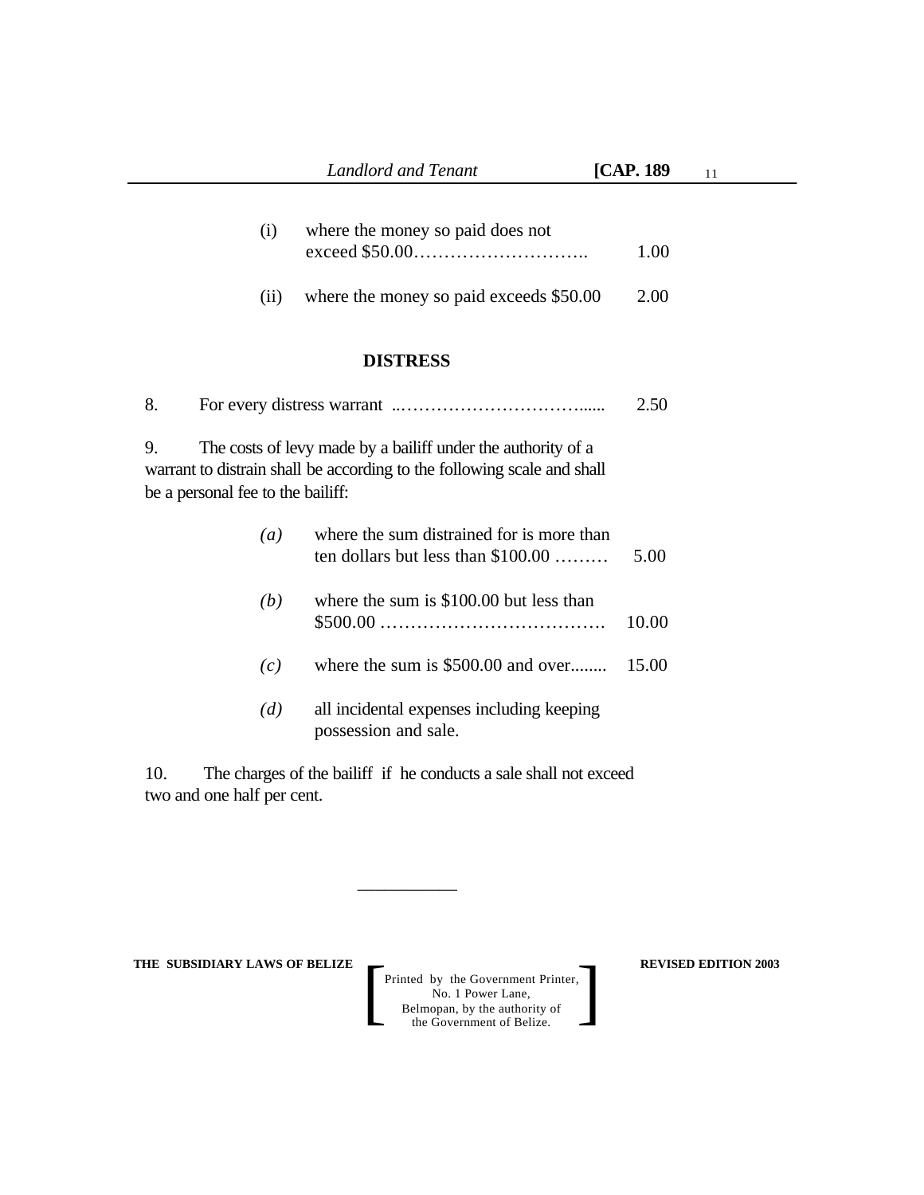(i) where the money so paid does not exceed $50.00……………………….. 1.00

(ii) where the money so paid exceeds $50.00 2.00

## DISTRESS

8. For every distress warrant ..…………………………...... 2.50

9. The costs of levy made by a bailiff under the authority of a warrant to distrain shall be according to the following scale and shall be a personal fee to the bailiff:

*(a)* where the sum distrained for is more than ten dollars but less than $100.00 ……… 5.00

*(b)* where the sum is $100.00 but less than $500.00 ………………………………. 10.00

*(c)* where the sum is $500.00 and over........ 15.00

*(d)* all incidental expenses including keeping possession and sale.

10. The charges of the bailiff if he conducts a sale shall not exceed two and one half per cent.

___________